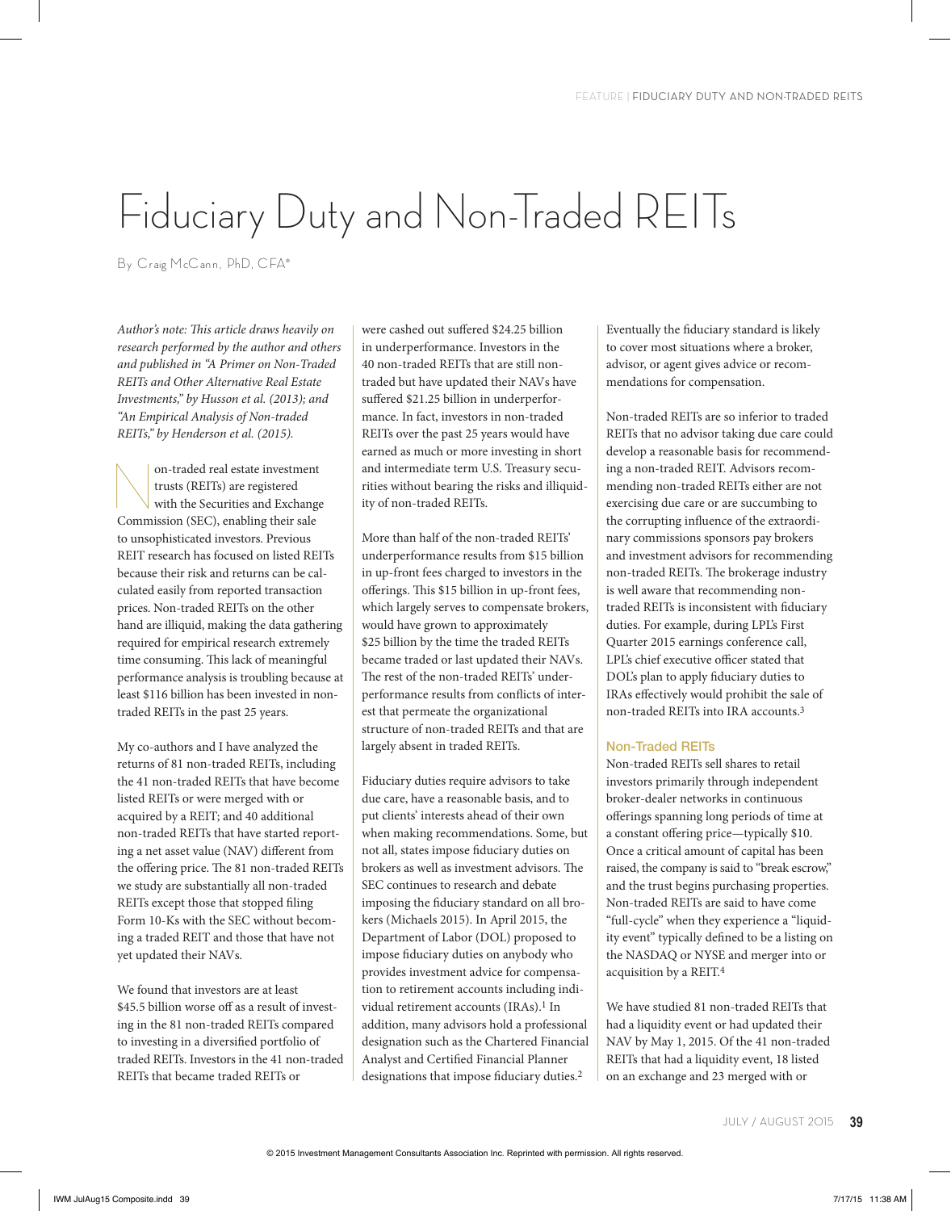# Fiduciary Duty and Non-Traded REITs

By Craig McCann, PhD, CFA®

*Author's note: This article draws heavily on research performed by the author and others and published in "A Primer on Non-Traded REITs and Other Alternative Real Estate Investments," by Husson et al. (2013); and "An Empirical Analysis of Non-traded REITs," by Henderson et al. (2015).*

Non-traded real estate investment trusts (REITs) are registered with the Securities and Exchange Commission (SEC), enabling their sale to unsophisticated investors. Previous REIT research has focused on listed REITs because their risk and returns can be calculated easily from reported transaction prices. Non-traded REITs on the other hand are illiquid, making the data gathering required for empirical research extremely time consuming. This lack of meaningful performance analysis is troubling because at least $116 billion has been invested in non-traded REITs in the past 25 years.

My co-authors and I have analyzed the returns of 81 non-traded REITs, including the 41 non-traded REITs that have become listed REITs or were merged with or acquired by a REIT; and 40 additional non-traded REITs that have started reporting a net asset value (NAV) different from the offering price. The 81 non-traded REITs we study are substantially all non-traded REITs except those that stopped filing Form 10-Ks with the SEC without becoming a traded REIT and those that have not yet updated their NAVs.

We found that investors are at least $45.5 billion worse off as a result of investing in the 81 non-traded REITs compared to investing in a diversified portfolio of traded REITs. Investors in the 41 non-traded REITs that became traded REITs or were cashed out suffered $24.25 billion in underperformance. Investors in the 40 non-traded REITs that are still non-traded but have updated their NAVs have suffered $21.25 billion in underperformance. In fact, investors in non-traded REITs over the past 25 years would have earned as much or more investing in short and intermediate term U.S. Treasury securities without bearing the risks and illiquidity of non-traded REITs.

More than half of the non-traded REITs' underperformance results from $15 billion in up-front fees charged to investors in the offerings. This $15 billion in up-front fees, which largely serves to compensate brokers, would have grown to approximately $25 billion by the time the traded REITs became traded or last updated their NAVs. The rest of the non-traded REITs' underperformance results from conflicts of interest that permeate the organizational structure of non-traded REITs and that are largely absent in traded REITs.

Fiduciary duties require advisors to take due care, have a reasonable basis, and to put clients' interests ahead of their own when making recommendations. Some, but not all, states impose fiduciary duties on brokers as well as investment advisors. The SEC continues to research and debate imposing the fiduciary standard on all brokers (Michaels 2015). In April 2015, the Department of Labor (DOL) proposed to impose fiduciary duties on anybody who provides investment advice for compensation to retirement accounts including individual retirement accounts (IRAs).[1] In addition, many advisors hold a professional designation such as the Chartered Financial Analyst and Certified Financial Planner designations that impose fiduciary duties.[2] Eventually the fiduciary standard is likely to cover most situations where a broker, advisor, or agent gives advice or recommendations for compensation.

Non-traded REITs are so inferior to traded REITs that no advisor taking due care could develop a reasonable basis for recommending a non-traded REIT. Advisors recommending non-traded REITs either are not exercising due care or are succumbing to the corrupting influence of the extraordinary commissions sponsors pay brokers and investment advisors for recommending non-traded REITs. The brokerage industry is well aware that recommending non-traded REITs is inconsistent with fiduciary duties. For example, during LPL's First Quarter 2015 earnings conference call, LPL's chief executive officer stated that DOL's plan to apply fiduciary duties to IRAs effectively would prohibit the sale of non-traded REITs into IRA accounts.[3]

## Non-Traded REITs

Non-traded REITs sell shares to retail investors primarily through independent broker-dealer networks in continuous offerings spanning long periods of time at a constant offering price—typically $10. Once a critical amount of capital has been raised, the company is said to "break escrow," and the trust begins purchasing properties. Non-traded REITs are said to have come "full-cycle" when they experience a "liquidity event" typically defined to be a listing on the NASDAQ or NYSE and merger into or acquisition by a REIT.[4]

We have studied 81 non-traded REITs that had a liquidity event or had updated their NAV by May 1, 2015. Of the 41 non-traded REITs that had a liquidity event, 18 listed on an exchange and 23 merged with or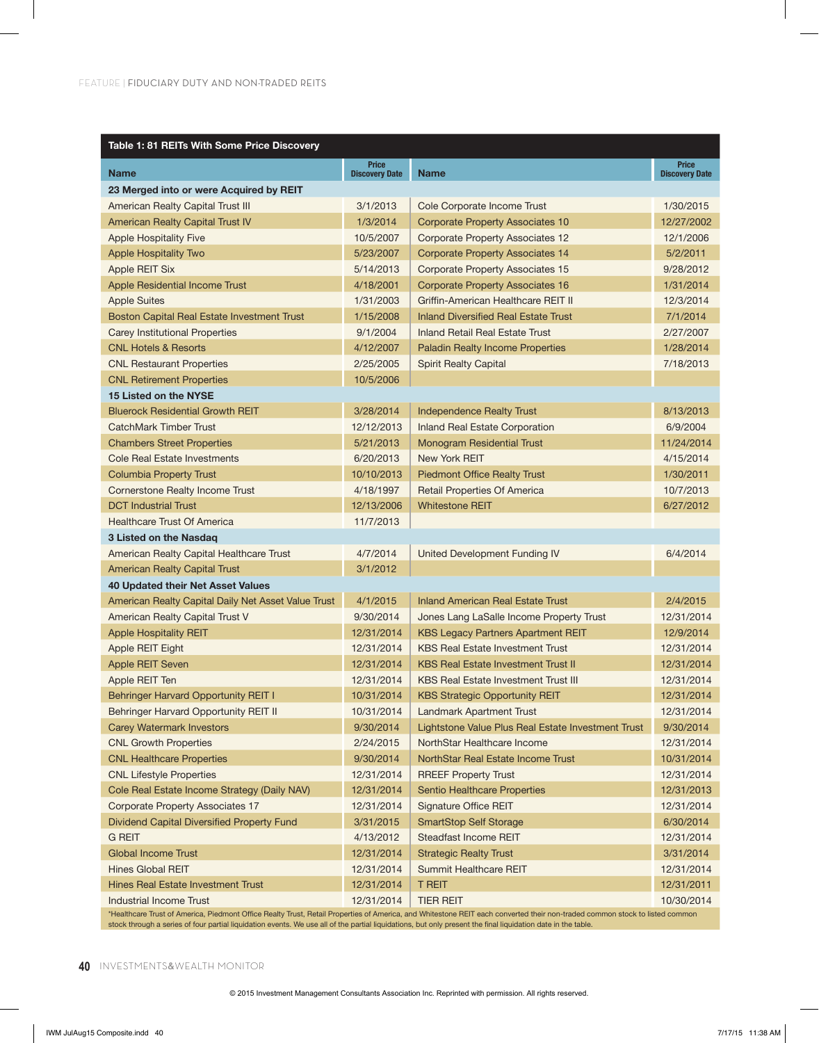**Table 1: 81 REITs With Some Price Discovery**

| Name | Price Discovery Date | Name | Price Discovery Date |
|---|---|---|---|
| **23 Merged into or were Acquired by REIT** | | | |
| American Realty Capital Trust III | 3/1/2013 | Cole Corporate Income Trust | 1/30/2015 |
| American Realty Capital Trust IV | 1/3/2014 | Corporate Property Associates 10 | 12/27/2002 |
| Apple Hospitality Five | 10/5/2007 | Corporate Property Associates 12 | 12/1/2006 |
| Apple Hospitality Two | 5/23/2007 | Corporate Property Associates 14 | 5/2/2011 |
| Apple REIT Six | 5/14/2013 | Corporate Property Associates 15 | 9/28/2012 |
| Apple Residential Income Trust | 4/18/2001 | Corporate Property Associates 16 | 1/31/2014 |
| Apple Suites | 1/31/2003 | Griffin-American Healthcare REIT II | 12/3/2014 |
| Boston Capital Real Estate Investment Trust | 1/15/2008 | Inland Diversified Real Estate Trust | 7/1/2014 |
| Carey Institutional Properties | 9/1/2004 | Inland Retail Real Estate Trust | 2/27/2007 |
| CNL Hotels & Resorts | 4/12/2007 | Paladin Realty Income Properties | 1/28/2014 |
| CNL Restaurant Properties | 2/25/2005 | Spirit Realty Capital | 7/18/2013 |
| CNL Retirement Properties | 10/5/2006 | | |
| **15 Listed on the NYSE** | | | |
| Bluerock Residential Growth REIT | 3/28/2014 | Independence Realty Trust | 8/13/2013 |
| CatchMark Timber Trust | 12/12/2013 | Inland Real Estate Corporation | 6/9/2004 |
| Chambers Street Properties | 5/21/2013 | Monogram Residential Trust | 11/24/2014 |
| Cole Real Estate Investments | 6/20/2013 | New York REIT | 4/15/2014 |
| Columbia Property Trust | 10/10/2013 | Piedmont Office Realty Trust | 1/30/2011 |
| Cornerstone Realty Income Trust | 4/18/1997 | Retail Properties Of America | 10/7/2013 |
| DCT Industrial Trust | 12/13/2006 | Whitestone REIT | 6/27/2012 |
| Healthcare Trust Of America | 11/7/2013 | | |
| **3 Listed on the Nasdaq** | | | |
| American Realty Capital Healthcare Trust | 4/7/2014 | United Development Funding IV | 6/4/2014 |
| American Realty Capital Trust | 3/1/2012 | | |
| **40 Updated their Net Asset Values** | | | |
| American Realty Capital Daily Net Asset Value Trust | 4/1/2015 | Inland American Real Estate Trust | 2/4/2015 |
| American Realty Capital Trust V | 9/30/2014 | Jones Lang LaSalle Income Property Trust | 12/31/2014 |
| Apple Hospitality REIT | 12/31/2014 | KBS Legacy Partners Apartment REIT | 12/9/2014 |
| Apple REIT Eight | 12/31/2014 | KBS Real Estate Investment Trust | 12/31/2014 |
| Apple REIT Seven | 12/31/2014 | KBS Real Estate Investment Trust II | 12/31/2014 |
| Apple REIT Ten | 12/31/2014 | KBS Real Estate Investment Trust III | 12/31/2014 |
| Behringer Harvard Opportunity REIT I | 10/31/2014 | KBS Strategic Opportunity REIT | 12/31/2014 |
| Behringer Harvard Opportunity REIT II | 10/31/2014 | Landmark Apartment Trust | 12/31/2014 |
| Carey Watermark Investors | 9/30/2014 | Lightstone Value Plus Real Estate Investment Trust | 9/30/2014 |
| CNL Growth Properties | 2/24/2015 | NorthStar Healthcare Income | 12/31/2014 |
| CNL Healthcare Properties | 9/30/2014 | NorthStar Real Estate Income Trust | 10/31/2014 |
| CNL Lifestyle Properties | 12/31/2014 | RREEF Property Trust | 12/31/2014 |
| Cole Real Estate Income Strategy (Daily NAV) | 12/31/2014 | Sentio Healthcare Properties | 12/31/2013 |
| Corporate Property Associates 17 | 12/31/2014 | Signature Office REIT | 12/31/2014 |
| Dividend Capital Diversified Property Fund | 3/31/2015 | SmartStop Self Storage | 6/30/2014 |
| G REIT | 4/13/2012 | Steadfast Income REIT | 12/31/2014 |
| Global Income Trust | 12/31/2014 | Strategic Realty Trust | 3/31/2014 |
| Hines Global REIT | 12/31/2014 | Summit Healthcare REIT | 12/31/2014 |
| Hines Real Estate Investment Trust | 12/31/2014 | T REIT | 12/31/2011 |
| Industrial Income Trust | 12/31/2014 | TIER REIT | 10/30/2014 |

*Healthcare Trust of America, Piedmont Office Realty Trust, Retail Properties of America, and Whitestone REIT each converted their non-traded common stock to listed common stock through a series of four partial liquidation events. We use all of the partial liquidations, but only present the final liquidation date in the table.

© 2015 Investment Management Consultants Association Inc. Reprinted with permission. All rights reserved.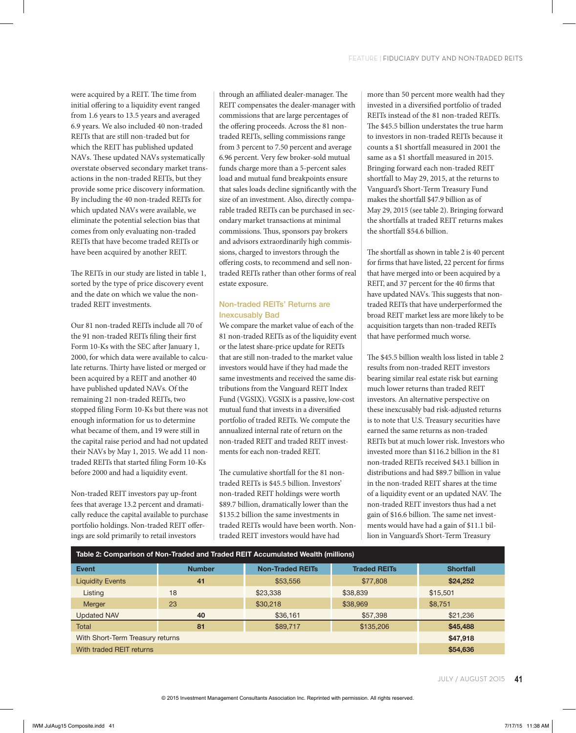were acquired by a REIT. The time from initial offering to a liquidity event ranged from 1.6 years to 13.5 years and averaged 6.9 years. We also included 40 non-traded REITs that are still non-traded but for which the REIT has published updated NAVs. These updated NAVs systematically overstate observed secondary market transactions in the non-traded REITs, but they provide some price discovery information. By including the 40 non-traded REITs for which updated NAVs were available, we eliminate the potential selection bias that comes from only evaluating non-traded REITs that have become traded REITs or have been acquired by another REIT.

The REITs in our study are listed in table 1, sorted by the type of price discovery event and the date on which we value the non-traded REIT investments.

Our 81 non-traded REITs include all 70 of the 91 non-traded REITs filing their first Form 10-Ks with the SEC after January 1, 2000, for which data were available to calculate returns. Thirty have listed or merged or been acquired by a REIT and another 40 have published updated NAVs. Of the remaining 21 non-traded REITs, two stopped filing Form 10-Ks but there was not enough information for us to determine what became of them, and 19 were still in the capital raise period and had not updated their NAVs by May 1, 2015. We add 11 non-traded REITs that started filing Form 10-Ks before 2000 and had a liquidity event.

Non-traded REIT investors pay up-front fees that average 13.2 percent and dramatically reduce the capital available to purchase portfolio holdings. Non-traded REIT offerings are sold primarily to retail investors through an affiliated dealer-manager. The REIT compensates the dealer-manager with commissions that are large percentages of the offering proceeds. Across the 81 non-traded REITs, selling commissions range from 3 percent to 7.50 percent and average 6.96 percent. Very few broker-sold mutual funds charge more than a 5-percent sales load and mutual fund breakpoints ensure that sales loads decline significantly with the size of an investment. Also, directly comparable traded REITs can be purchased in secondary market transactions at minimal commissions. Thus, sponsors pay brokers and advisors extraordinarily high commissions, charged to investors through the offering costs, to recommend and sell non-traded REITs rather than other forms of real estate exposure.

## Non-traded REITs' Returns are Inexcusably Bad

We compare the market value of each of the 81 non-traded REITs as of the liquidity event or the latest share-price update for REITs that are still non-traded to the market value investors would have if they had made the same investments and received the same distributions from the Vanguard REIT Index Fund (VGSIX). VGSIX is a passive, low-cost mutual fund that invests in a diversified portfolio of traded REITs. We compute the annualized internal rate of return on the non-traded REIT and traded REIT investments for each non-traded REIT.

The cumulative shortfall for the 81 non-traded REITs is $45.5 billion. Investors' non-traded REIT holdings were worth $89.7 billion, dramatically lower than the $135.2 billion the same investments in traded REITs would have been worth. Non-traded REIT investors would have had more than 50 percent more wealth had they invested in a diversified portfolio of traded REITs instead of the 81 non-traded REITs. The $45.5 billion understates the true harm to investors in non-traded REITs because it counts a $1 shortfall measured in 2001 the same as a $1 shortfall measured in 2015. Bringing forward each non-traded REIT shortfall to May 29, 2015, at the returns to Vanguard's Short-Term Treasury Fund makes the shortfall $47.9 billion as of May 29, 2015 (see table 2). Bringing forward the shortfalls at traded REIT returns makes the shortfall $54.6 billion.

The shortfall as shown in table 2 is 40 percent for firms that have listed, 22 percent for firms that have merged into or been acquired by a REIT, and 37 percent for the 40 firms that have updated NAVs. This suggests that non-traded REITs that have underperformed the broad REIT market less are more likely to be acquisition targets than non-traded REITs that have performed much worse.

The $45.5 billion wealth loss listed in table 2 results from non-traded REIT investors bearing similar real estate risk but earning much lower returns than traded REIT investors. An alternative perspective on these inexcusably bad risk-adjusted returns is to note that U.S. Treasury securities have earned the same returns as non-traded REITs but at much lower risk. Investors who invested more than $116.2 billion in the 81 non-traded REITs received $43.1 billion in distributions and had $89.7 billion in value in the non-traded REIT shares at the time of a liquidity event or an updated NAV. The non-traded REIT investors thus had a net gain of $16.6 billion. The same net investments would have had a gain of $11.1 billion in Vanguard's Short-Term Treasury

**Table 2: Comparison of Non-Traded and Traded REIT Accumulated Wealth (millions)**

| Event | Number | Non-Traded REITs | Traded REITs | Shortfall |
|---|---|---|---|---|
| Liquidity Events | **41** | $53,556 | $77,808 | **$24,252** |
| Listing | 18 | $23,338 | $38,839 | $15,501 |
| Merger | 23 | $30,218 | $38,969 | $8,751 |
| Updated NAV | **40** | $36,161 | $57,398 | $21,236 |
| Total | **81** | $89,717 | $135,206 | **$45,488** |
| With Short-Term Treasury returns | | | | **$47,918** |
| With traded REIT returns | | | | **$54,636** |

© 2015 Investment Management Consultants Association Inc. Reprinted with permission. All rights reserved.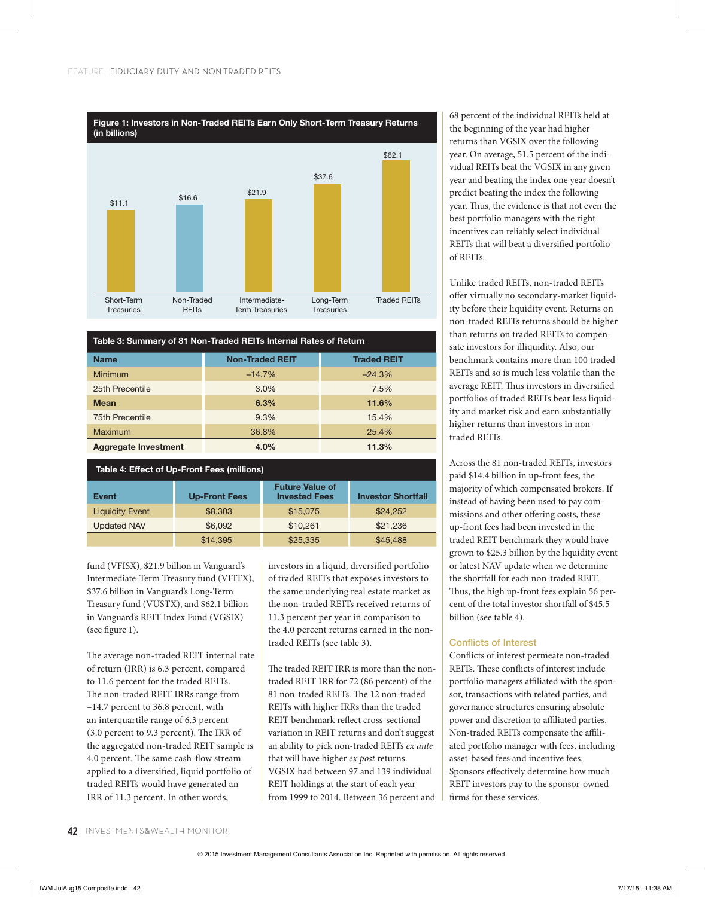**Figure 1: Investors in Non-Traded REITs Earn Only Short-Term Treasury Returns (in billions)**

| Short-Term Treasuries | Non-Traded REITs | Intermediate-Term Treasuries | Long-Term Treasuries | Traded REITs |
|---|---|---|---|---|
| $11.1 | $16.6 | $21.9 | $37.6 | $62.1 |

**Table 3: Summary of 81 Non-Traded REITs Internal Rates of Return**

| Name | Non-Traded REIT | Traded REIT |
|---|---|---|
| Minimum | –14.7% | –24.3% |
| 25th Precentile | 3.0% | 7.5% |
| **Mean** | **6.3%** | **11.6%** |
| 75th Precentile | 9.3% | 15.4% |
| Maximum | 36.8% | 25.4% |
| **Aggregate Investment** | **4.0%** | **11.3%** |

**Table 4: Effect of Up-Front Fees (millions)**

| Event | Up-Front Fees | Future Value of Invested Fees | Investor Shortfall |
|---|---|---|---|
| Liquidity Event | $8,303 | $15,075 | $24,252 |
| Updated NAV | $6,092 | $10,261 | $21,236 |
| | $14,395 | $25,335 | $45,488 |

fund (VFISX), $21.9 billion in Vanguard's Intermediate-Term Treasury fund (VFITX), $37.6 billion in Vanguard's Long-Term Treasury fund (VUSTX), and $62.1 billion in Vanguard's REIT Index Fund (VGSIX) (see figure 1).

The average non-traded REIT internal rate of return (IRR) is 6.3 percent, compared to 11.6 percent for the traded REITs. The non-traded REIT IRRs range from –14.7 percent to 36.8 percent, with an interquartile range of 6.3 percent (3.0 percent to 9.3 percent). The IRR of the aggregated non-traded REIT sample is 4.0 percent. The same cash-flow stream applied to a diversified, liquid portfolio of traded REITs would have generated an IRR of 11.3 percent. In other words, investors in a liquid, diversified portfolio of traded REITs that exposes investors to the same underlying real estate market as the non-traded REITs received returns of 11.3 percent per year in comparison to the 4.0 percent returns earned in the non-traded REITs (see table 3).

The traded REIT IRR is more than the non-traded REIT IRR for 72 (86 percent) of the 81 non-traded REITs. The 12 non-traded REITs with higher IRRs than the traded REIT benchmark reflect cross-sectional variation in REIT returns and don't suggest an ability to pick non-traded REITs *ex ante* that will have higher *ex post* returns. VGSIX had between 97 and 139 individual REIT holdings at the start of each year from 1999 to 2014. Between 36 percent and 68 percent of the individual REITs held at the beginning of the year had higher returns than VGSIX over the following year. On average, 51.5 percent of the individual REITs beat the VGSIX in any given year and beating the index one year doesn't predict beating the index the following year. Thus, the evidence is that not even the best portfolio managers with the right incentives can reliably select individual REITs that will beat a diversified portfolio of REITs.

Unlike traded REITs, non-traded REITs offer virtually no secondary-market liquidity before their liquidity event. Returns on non-traded REITs returns should be higher than returns on traded REITs to compensate investors for illiquidity. Also, our benchmark contains more than 100 traded REITs and so is much less volatile than the average REIT. Thus investors in diversified portfolios of traded REITs bear less liquidity and market risk and earn substantially higher returns than investors in non-traded REITs.

Across the 81 non-traded REITs, investors paid $14.4 billion in up-front fees, the majority of which compensated brokers. If instead of having been used to pay commissions and other offering costs, these up-front fees had been invested in the traded REIT benchmark they would have grown to $25.3 billion by the liquidity event or latest NAV update when we determine the shortfall for each non-traded REIT. Thus, the high up-front fees explain 56 percent of the total investor shortfall of $45.5 billion (see table 4).

## Conflicts of Interest

Conflicts of interest permeate non-traded REITs. These conflicts of interest include portfolio managers affiliated with the sponsor, transactions with related parties, and governance structures ensuring absolute power and discretion to affiliated parties. Non-traded REITs compensate the affiliated portfolio manager with fees, including asset-based fees and incentive fees. Sponsors effectively determine how much REIT investors pay to the sponsor-owned firms for these services.

© 2015 Investment Management Consultants Association Inc. Reprinted with permission. All rights reserved.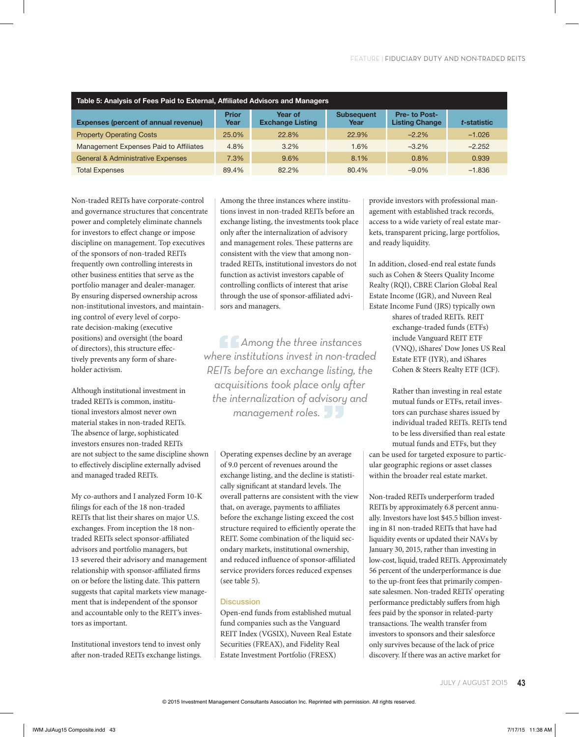**Table 5: Analysis of Fees Paid to External, Affiliated Advisors and Managers**

| Expenses (percent of annual revenue) | Prior Year | Year of Exchange Listing | Subsequent Year | Pre- to Post-Listing Change | *t*-statistic |
|---|---|---|---|---|---|
| Property Operating Costs | 25.0% | 22.8% | 22.9% | –2.2% | –1.026 |
| Management Expenses Paid to Affiliates | 4.8% | 3.2% | 1.6% | –3.2% | –2.252 |
| General & Administrative Expenses | 7.3% | 9.6% | 8.1% | 0.8% | 0.939 |
| Total Expenses | 89.4% | 82.2% | 80.4% | –9.0% | –1.836 |

Non-traded REITs have corporate-control and governance structures that concentrate power and completely eliminate channels for investors to effect change or impose discipline on management. Top executives of the sponsors of non-traded REITs frequently own controlling interests in other business entities that serve as the portfolio manager and dealer-manager. By ensuring dispersed ownership across non-institutional investors, and maintaining control of every level of corporate decision-making (executive positions) and oversight (the board of directors), this structure effectively prevents any form of shareholder activism.

Although institutional investment in traded REITs is common, institutional investors almost never own material stakes in non-traded REITs. The absence of large, sophisticated investors ensures non-traded REITs are not subject to the same discipline shown to effectively discipline externally advised and managed traded REITs.

My co-authors and I analyzed Form 10-K filings for each of the 18 non-traded REITs that list their shares on major U.S. exchanges. From inception the 18 non-traded REITs select sponsor-affiliated advisors and portfolio managers, but 13 severed their advisory and management relationship with sponsor-affiliated firms on or before the listing date. This pattern suggests that capital markets view management that is independent of the sponsor and accountable only to the REIT's investors as important.

Institutional investors tend to invest only after non-traded REITs exchange listings. Among the three instances where institutions invest in non-traded REITs before an exchange listing, the investments took place only after the internalization of advisory and management roles. These patterns are consistent with the view that among non-traded REITs, institutional investors do not function as activist investors capable of controlling conflicts of interest that arise through the use of sponsor-affiliated advisors and managers.

> *Among the three instances where institutions invest in non-traded REITs before an exchange listing, the acquisitions took place only after the internalization of advisory and management roles.*

Operating expenses decline by an average of 9.0 percent of revenues around the exchange listing, and the decline is statistically significant at standard levels. The overall patterns are consistent with the view that, on average, payments to affiliates before the exchange listing exceed the cost structure required to efficiently operate the REIT. Some combination of the liquid secondary markets, institutional ownership, and reduced influence of sponsor-affiliated service providers forces reduced expenses (see table 5).

## Discussion

Open-end funds from established mutual fund companies such as the Vanguard REIT Index (VGSIX), Nuveen Real Estate Securities (FREAX), and Fidelity Real Estate Investment Portfolio (FRESX) provide investors with professional management with established track records, access to a wide variety of real estate markets, transparent pricing, large portfolios, and ready liquidity.

In addition, closed-end real estate funds such as Cohen & Steers Quality Income Realty (RQI), CBRE Clarion Global Real Estate Income (IGR), and Nuveen Real Estate Income Fund (JRS) typically own shares of traded REITs. REIT exchange-traded funds (ETFs) include Vanguard REIT ETF (VNQ), iShares' Dow Jones US Real Estate ETF (IYR), and iShares Cohen & Steers Realty ETF (ICF).

Rather than investing in real estate mutual funds or ETFs, retail investors can purchase shares issued by individual traded REITs. REITs tend to be less diversified than real estate mutual funds and ETFs, but they can be used for targeted exposure to particular geographic regions or asset classes within the broader real estate market.

Non-traded REITs underperform traded REITs by approximately 6.8 percent annually. Investors have lost $45.5 billion investing in 81 non-traded REITs that have had liquidity events or updated their NAVs by January 30, 2015, rather than investing in low-cost, liquid, traded REITs. Approximately 56 percent of the underperformance is due to the up-front fees that primarily compensate salesmen. Non-traded REITs' operating performance predictably suffers from high fees paid by the sponsor in related-party transactions. The wealth transfer from investors to sponsors and their salesforce only survives because of the lack of price discovery. If there was an active market for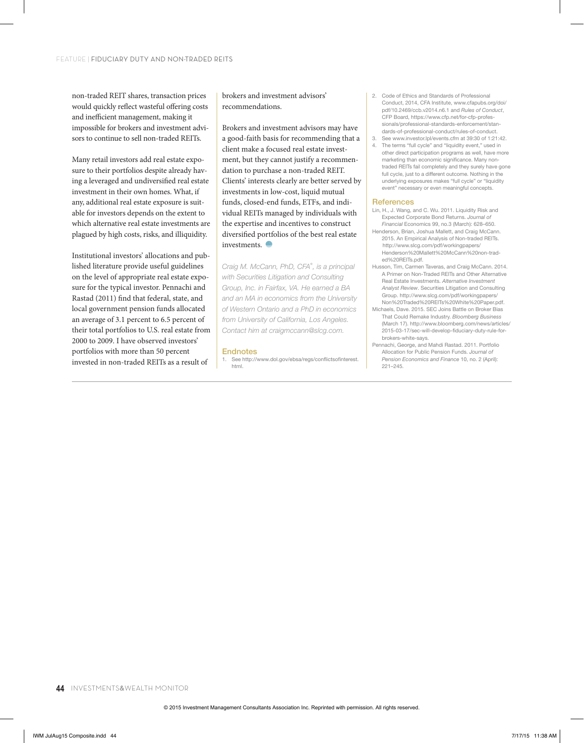non-traded REIT shares, transaction prices would quickly reflect wasteful offering costs and inefficient management, making it impossible for brokers and investment advisors to continue to sell non-traded REITs.

Many retail investors add real estate exposure to their portfolios despite already having a leveraged and undiversified real estate investment in their own homes. What, if any, additional real estate exposure is suitable for investors depends on the extent to which alternative real estate investments are plagued by high costs, risks, and illiquidity.

Institutional investors' allocations and published literature provide useful guidelines on the level of appropriate real estate exposure for the typical investor. Pennachi and Rastad (2011) find that federal, state, and local government pension funds allocated an average of 3.1 percent to 6.5 percent of their total portfolios to U.S. real estate from 2000 to 2009. I have observed investors' portfolios with more than 50 percent invested in non-traded REITs as a result of brokers and investment advisors' recommendations.

Brokers and investment advisors may have a good-faith basis for recommending that a client make a focused real estate investment, but they cannot justify a recommendation to purchase a non-traded REIT. Clients' interests clearly are better served by investments in low-cost, liquid mutual funds, closed-end funds, ETFs, and individual REITs managed by individuals with the expertise and incentives to construct diversified portfolios of the best real estate investments.

*Craig M. McCann, PhD, CFA®, is a principal with Securities Litigation and Consulting Group, Inc. in Fairfax, VA. He earned a BA and an MA in economics from the University of Western Ontario and a PhD in economics from University of California, Los Angeles. Contact him at craigmccann@slcg.com.*

## Endnotes

1. See http://www.dol.gov/ebsa/regs/conflictsofinterest.html.
2. Code of Ethics and Standards of Professional Conduct, 2014, CFA Institute, www.cfapubs.org/doi/pdf/10.2469/ccb.v2014.n6.1 and *Rules of Conduct*, CFP Board, https://www.cfp.net/for-cfp-professionals/professional-standards-enforcement/standards-of-professional-conduct/rules-of-conduct.
3. See www.investor.lpl/events.cfm at 39:30 of 1:21:42.
4. The terms "full cycle" and "liquidity event," used in other direct participation programs as well, have more marketing than economic significance. Many non-traded REITs fail completely and they surely have gone full cycle, just to a different outcome. Nothing in the underlying exposures makes "full cycle" or "liquidity event" necessary or even meaningful concepts.

## References

Lin, H., J. Wang, and C. Wu. 2011. Liquidity Risk and Expected Corporate Bond Returns. *Journal of Financial* Economics 99, no.3 (March): 628–650.

Henderson, Brian, Joshua Mallett, and Craig McCann. 2015. An Empirical Analysis of Non-traded REITs. http://www.slcg.com/pdf/workingpapers/Henderson%20Mallett%20McCann%20non-traded%20REITs.pdf.

Husson, Tim, Carmen Taveras, and Craig McCann. 2014. A Primer on Non-Traded REITs and Other Alternative Real Estate Investments. *Alternative Investment Analyst Review*. Securities Litigation and Consulting Group. http://www.slcg.com/pdf/workingpapers/Non%20Traded%20REITs%20White%20Paper.pdf.

Michaels, Dave. 2015. SEC Joins Battle on Broker Bias That Could Remake Industry. *Bloomberg Business* (March 17). http://www.bloomberg.com/news/articles/2015-03-17/sec-will-develop-fiduciary-duty-rule-for-brokers-white-says.

Pennachi, George, and Mahdi Rastad. 2011. Portfolio Allocation for Public Pension Funds. *Journal of Pension Economics and Finance* 10, no. 2 (April): 221–245.

© 2015 Investment Management Consultants Association Inc. Reprinted with permission. All rights reserved.